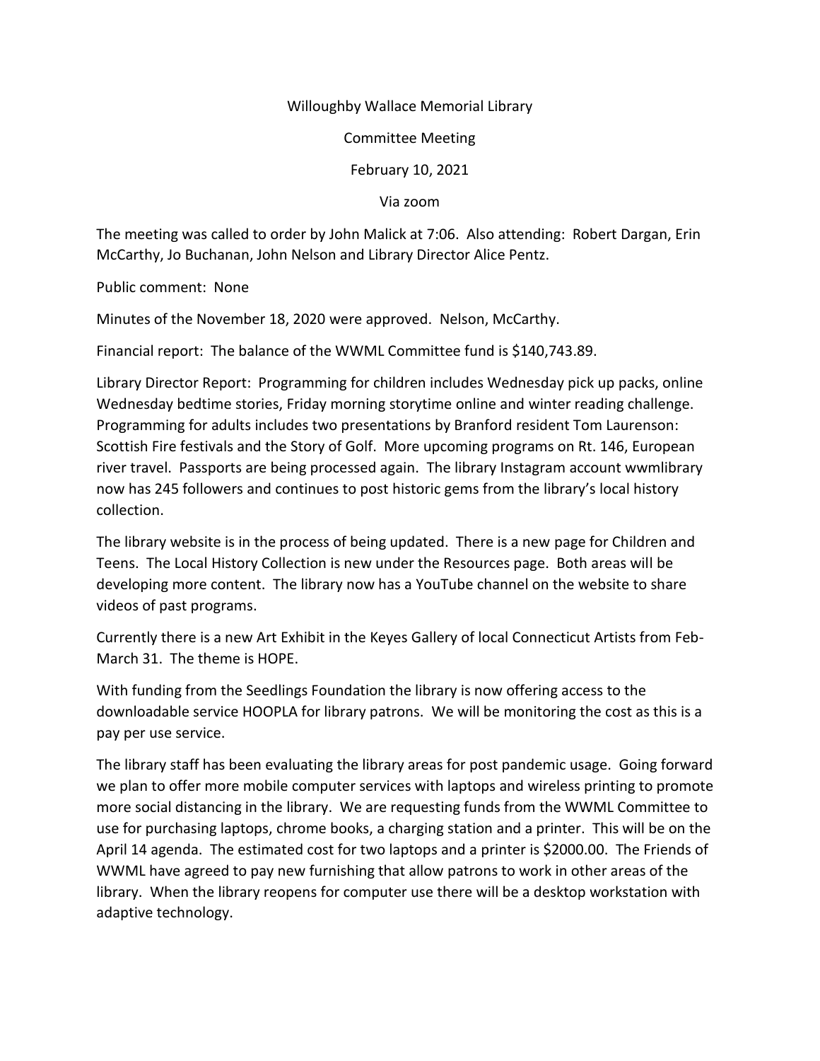Willoughby Wallace Memorial Library

Committee Meeting

February 10, 2021

Via zoom

The meeting was called to order by John Malick at 7:06. Also attending: Robert Dargan, Erin McCarthy, Jo Buchanan, John Nelson and Library Director Alice Pentz.

Public comment: None

Minutes of the November 18, 2020 were approved. Nelson, McCarthy.

Financial report: The balance of the WWML Committee fund is $140,743.89.

Library Director Report: Programming for children includes Wednesday pick up packs, online Wednesday bedtime stories, Friday morning storytime online and winter reading challenge. Programming for adults includes two presentations by Branford resident Tom Laurenson: Scottish Fire festivals and the Story of Golf. More upcoming programs on Rt. 146, European river travel. Passports are being processed again. The library Instagram account wwmlibrary now has 245 followers and continues to post historic gems from the library's local history collection.

The library website is in the process of being updated. There is a new page for Children and Teens. The Local History Collection is new under the Resources page. Both areas will be developing more content. The library now has a YouTube channel on the website to share videos of past programs.

Currently there is a new Art Exhibit in the Keyes Gallery of local Connecticut Artists from Feb-March 31. The theme is HOPE.

With funding from the Seedlings Foundation the library is now offering access to the downloadable service HOOPLA for library patrons. We will be monitoring the cost as this is a pay per use service.

The library staff has been evaluating the library areas for post pandemic usage. Going forward we plan to offer more mobile computer services with laptops and wireless printing to promote more social distancing in the library. We are requesting funds from the WWML Committee to use for purchasing laptops, chrome books, a charging station and a printer. This will be on the April 14 agenda. The estimated cost for two laptops and a printer is $2000.00. The Friends of WWML have agreed to pay new furnishing that allow patrons to work in other areas of the library. When the library reopens for computer use there will be a desktop workstation with adaptive technology.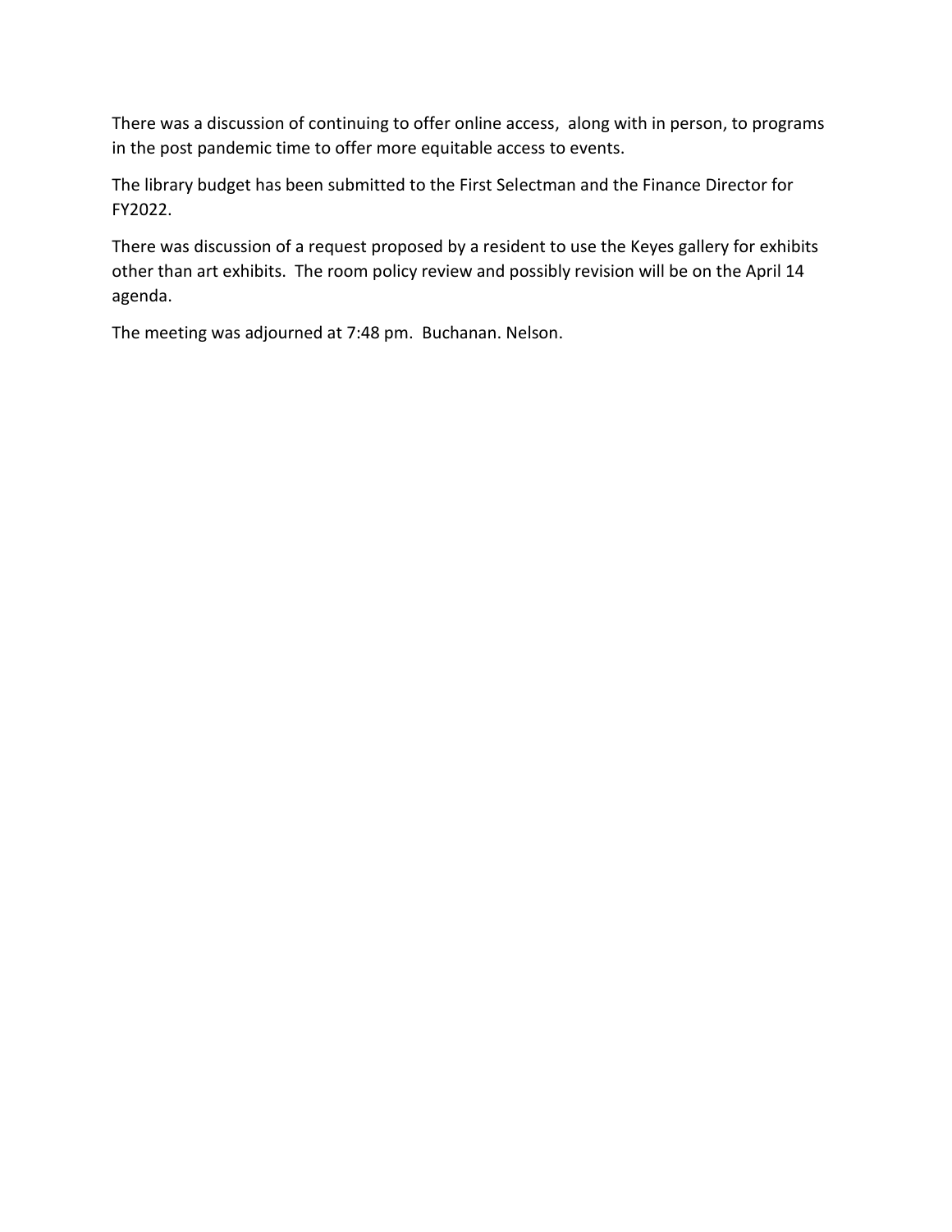There was a discussion of continuing to offer online access, along with in person, to programs in the post pandemic time to offer more equitable access to events.

The library budget has been submitted to the First Selectman and the Finance Director for FY2022.

There was discussion of a request proposed by a resident to use the Keyes gallery for exhibits other than art exhibits. The room policy review and possibly revision will be on the April 14 agenda.

The meeting was adjourned at 7:48 pm. Buchanan. Nelson.